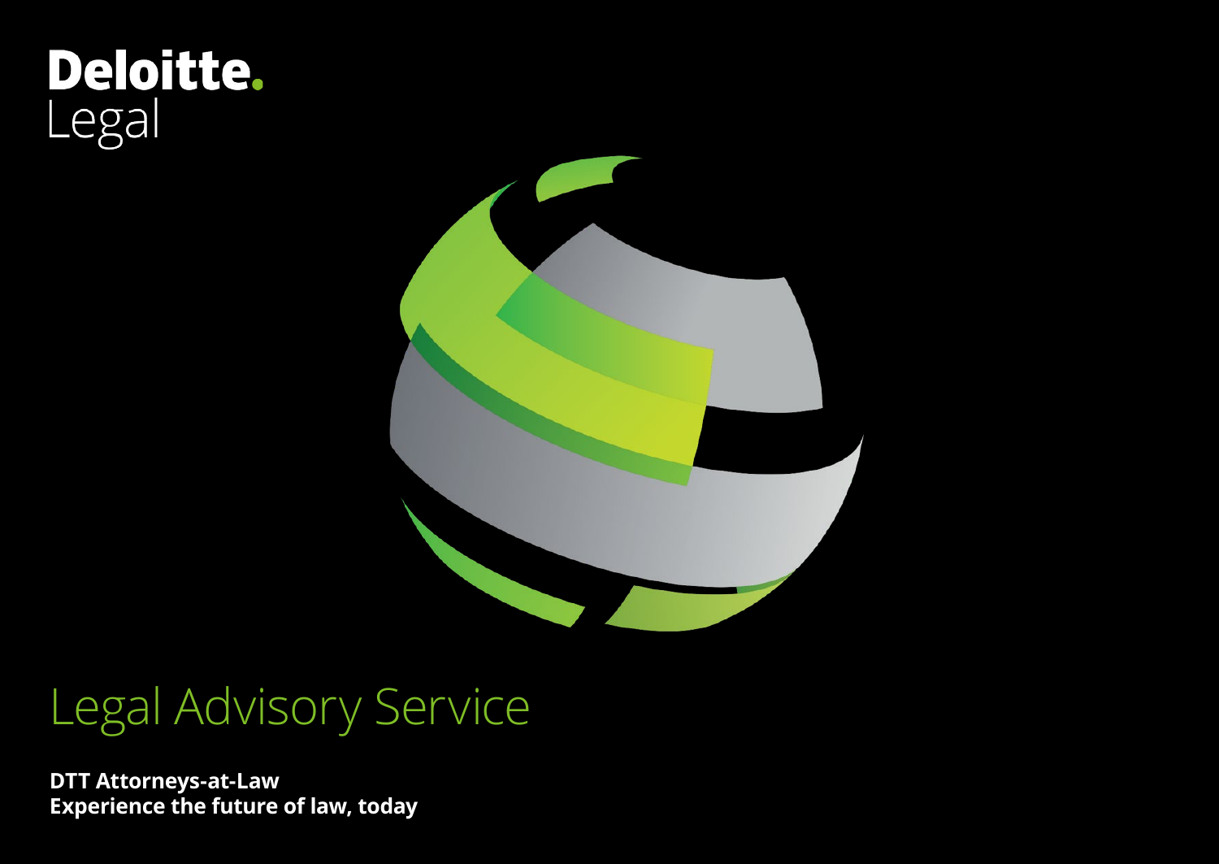Deloitte.
Legal

# Legal Advisory Service

**DTT Attorneys-at-Law**
**Experience the future of law, today**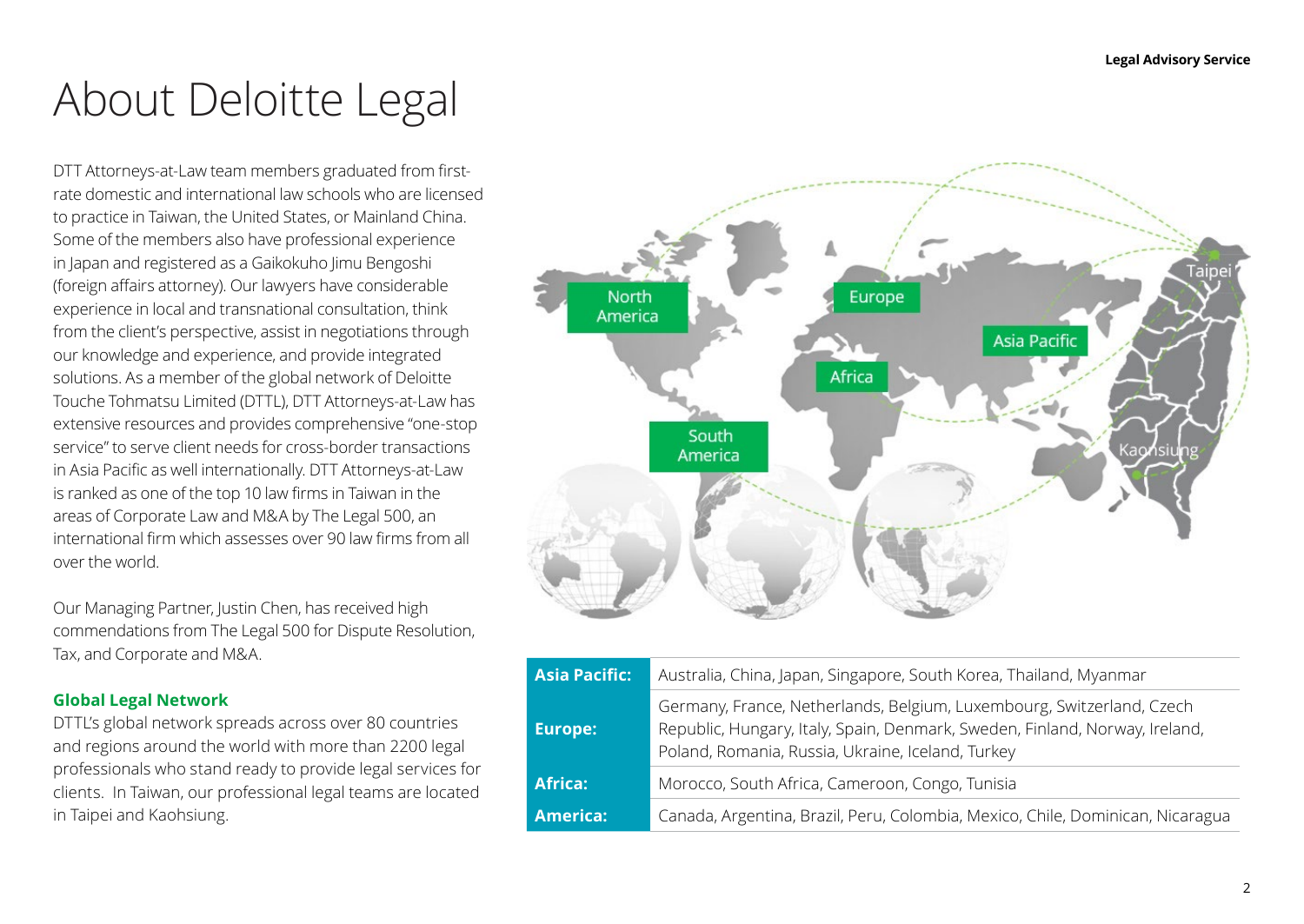# About Deloitte Legal

DTT Attorneys-at-Law team members graduated from first-rate domestic and international law schools who are licensed to practice in Taiwan, the United States, or Mainland China. Some of the members also have professional experience in Japan and registered as a Gaikokuho Jimu Bengoshi (foreign affairs attorney). Our lawyers have considerable experience in local and transnational consultation, think from the client's perspective, assist in negotiations through our knowledge and experience, and provide integrated solutions. As a member of the global network of Deloitte Touche Tohmatsu Limited (DTTL), DTT Attorneys-at-Law has extensive resources and provides comprehensive "one-stop service" to serve client needs for cross-border transactions in Asia Pacific as well internationally. DTT Attorneys-at-Law is ranked as one of the top 10 law firms in Taiwan in the areas of Corporate Law and M&A by The Legal 500, an international firm which assesses over 90 law firms from all over the world.

Our Managing Partner, Justin Chen, has received high commendations from The Legal 500 for Dispute Resolution, Tax, and Corporate and M&A.

## Global Legal Network

DTTL's global network spreads across over 80 countries and regions around the world with more than 2200 legal professionals who stand ready to provide legal services for clients. In Taiwan, our professional legal teams are located in Taipei and Kaohsiung.

North America | Europe | Asia Pacific | Africa | South America | Taipei | Kaohsiung

| | |
|---|---|
| **Asia Pacific:** | Australia, China, Japan, Singapore, South Korea, Thailand, Myanmar |
| **Europe:** | Germany, France, Netherlands, Belgium, Luxembourg, Switzerland, Czech Republic, Hungary, Italy, Spain, Denmark, Sweden, Finland, Norway, Ireland, Poland, Romania, Russia, Ukraine, Iceland, Turkey |
| **Africa:** | Morocco, South Africa, Cameroon, Congo, Tunisia |
| **America:** | Canada, Argentina, Brazil, Peru, Colombia, Mexico, Chile, Dominican, Nicaragua |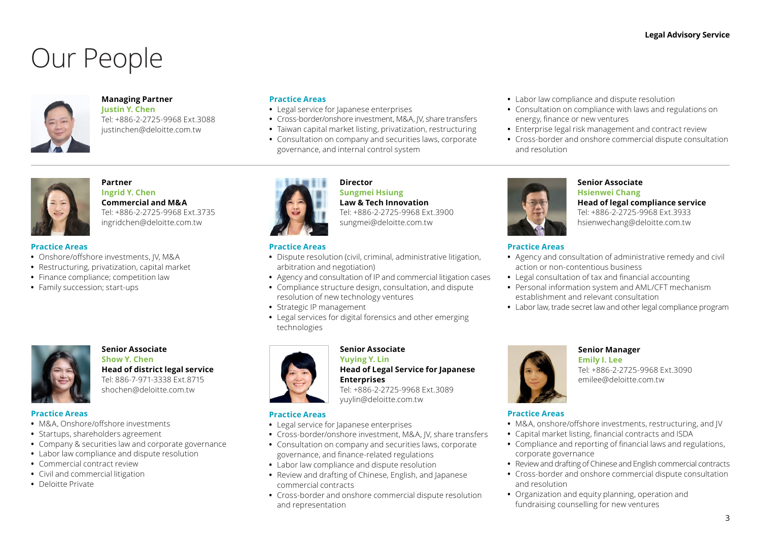# Our People

**Managing Partner**
**Justin Y. Chen**
Tel: +886-2-2725-9968 Ext.3088
justinchen@deloitte.com.tw

**Practice Areas**

- Legal service for Japanese enterprises
- Cross-border/onshore investment, M&A, JV, share transfers
- Taiwan capital market listing, privatization, restructuring
- Consultation on company and securities laws, corporate governance, and internal control system
- Labor law compliance and dispute resolution
- Consultation on compliance with laws and regulations on energy, finance or new ventures
- Enterprise legal risk management and contract review
- Cross-border and onshore commercial dispute consultation and resolution

---

**Partner**
**Ingrid Y. Chen**
**Commercial and M&A**
Tel: +886-2-2725-9968 Ext.3735
ingridchen@deloitte.com.tw

**Practice Areas**

- Onshore/offshore investments, JV, M&A
- Restructuring, privatization, capital market
- Finance compliance; competition law
- Family succession; start-ups

**Director**
**Sungmei Hsiung**
**Law & Tech Innovation**
Tel: +886-2-2725-9968 Ext.3900
sungmei@deloitte.com.tw

**Practice Areas**

- Dispute resolution (civil, criminal, administrative litigation, arbitration and negotiation)
- Agency and consultation of IP and commercial litigation cases
- Compliance structure design, consultation, and dispute resolution of new technology ventures
- Strategic IP management
- Legal services for digital forensics and other emerging technologies

**Senior Associate**
**Hsienwei Chang**
**Head of legal compliance service**
Tel: +886-2-2725-9968 Ext.3933
hsienwechang@deloitte.com.tw

**Practice Areas**

- Agency and consultation of administrative remedy and civil action or non-contentious business
- Legal consultation of tax and financial accounting
- Personal information system and AML/CFT mechanism establishment and relevant consultation
- Labor law, trade secret law and other legal compliance program

**Senior Associate**
**Show Y. Chen**
**Head of district legal service**
Tel: 886-7-971-3338 Ext.8715
shochen@deloitte.com.tw

**Practice Areas**

- M&A, Onshore/offshore investments
- Startups, shareholders agreement
- Company & securities law and corporate governance
- Labor law compliance and dispute resolution
- Commercial contract review
- Civil and commercial litigation
- Deloitte Private

**Senior Associate**
**Yuying Y. Lin**
**Head of Legal Service for Japanese Enterprises**
Tel: +886-2-2725-9968 Ext.3089
yuylin@deloitte.com.tw

**Practice Areas**

- Legal service for Japanese enterprises
- Cross-border/onshore investment, M&A, JV, share transfers
- Consultation on company and securities laws, corporate governance, and finance-related regulations
- Labor law compliance and dispute resolution
- Review and drafting of Chinese, English, and Japanese commercial contracts
- Cross-border and onshore commercial dispute resolution and representation

**Senior Manager**
**Emily I. Lee**
Tel: +886-2-2725-9968 Ext.3090
emilee@deloitte.com.tw

**Practice Areas**

- M&A, onshore/offshore investments, restructuring, and JV
- Capital market listing, financial contracts and ISDA
- Compliance and reporting of financial laws and regulations, corporate governance
- Review and drafting of Chinese and English commercial contracts
- Cross-border and onshore commercial dispute consultation and resolution
- Organization and equity planning, operation and fundraising counselling for new ventures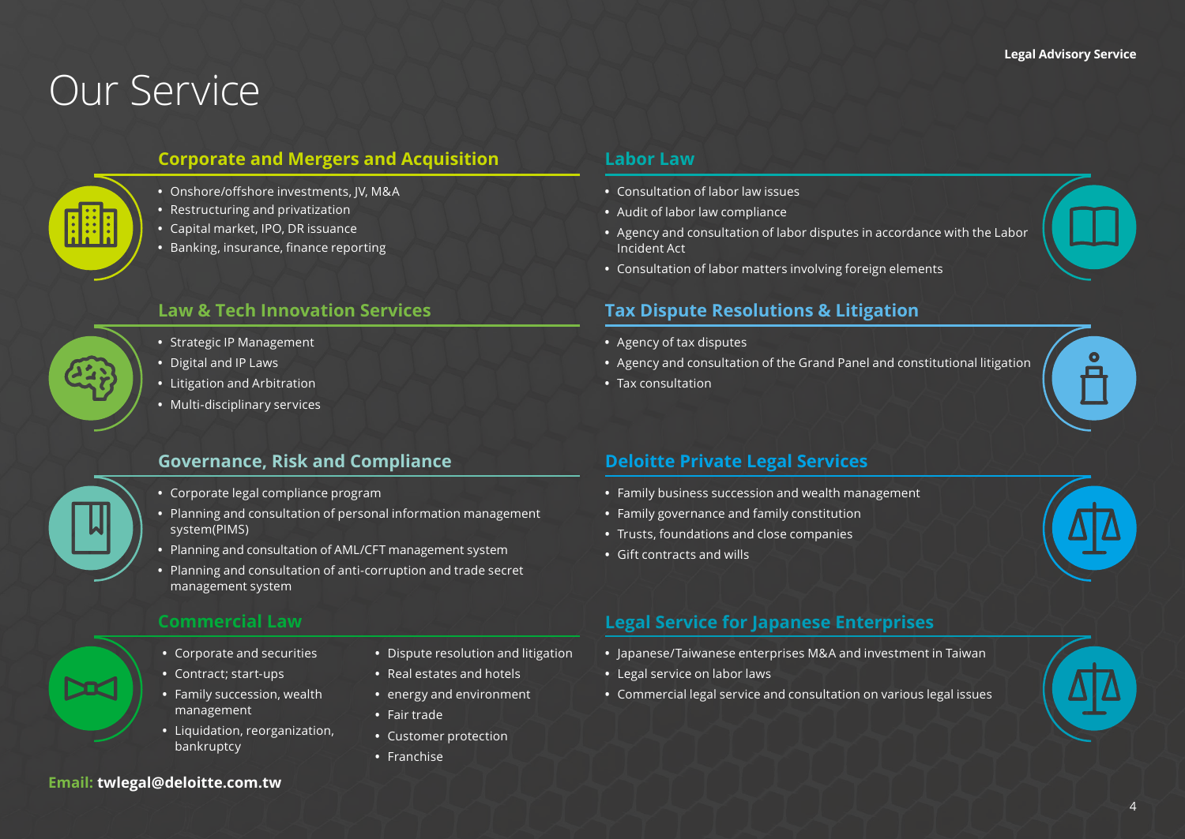# Our Service

## Corporate and Mergers and Acquisition

- Onshore/offshore investments, JV, M&A
- Restructuring and privatization
- Capital market, IPO, DR issuance
- Banking, insurance, finance reporting

## Law & Tech Innovation Services

- Strategic IP Management
- Digital and IP Laws
- Litigation and Arbitration
- Multi-disciplinary services

## Governance, Risk and Compliance

- Corporate legal compliance program
- Planning and consultation of personal information management system(PIMS)
- Planning and consultation of AML/CFT management system
- Planning and consultation of anti-corruption and trade secret management system

## Commercial Law

- Corporate and securities
- Contract; start-ups
- Family succession, wealth management
- Liquidation, reorganization, bankruptcy
- Dispute resolution and litigation
- Real estates and hotels
- energy and environment
- Fair trade
- Customer protection
- Franchise

## Labor Law

- Consultation of labor law issues
- Audit of labor law compliance
- Agency and consultation of labor disputes in accordance with the Labor Incident Act
- Consultation of labor matters involving foreign elements

## Tax Dispute Resolutions & Litigation

- Agency of tax disputes
- Agency and consultation of the Grand Panel and constitutional litigation
- Tax consultation

## Deloitte Private Legal Services

- Family business succession and wealth management
- Family governance and family constitution
- Trusts, foundations and close companies
- Gift contracts and wills

## Legal Service for Japanese Enterprises

- Japanese/Taiwanese enterprises M&A and investment in Taiwan
- Legal service on labor laws
- Commercial legal service and consultation on various legal issues

**Email: twlegal@deloitte.com.tw**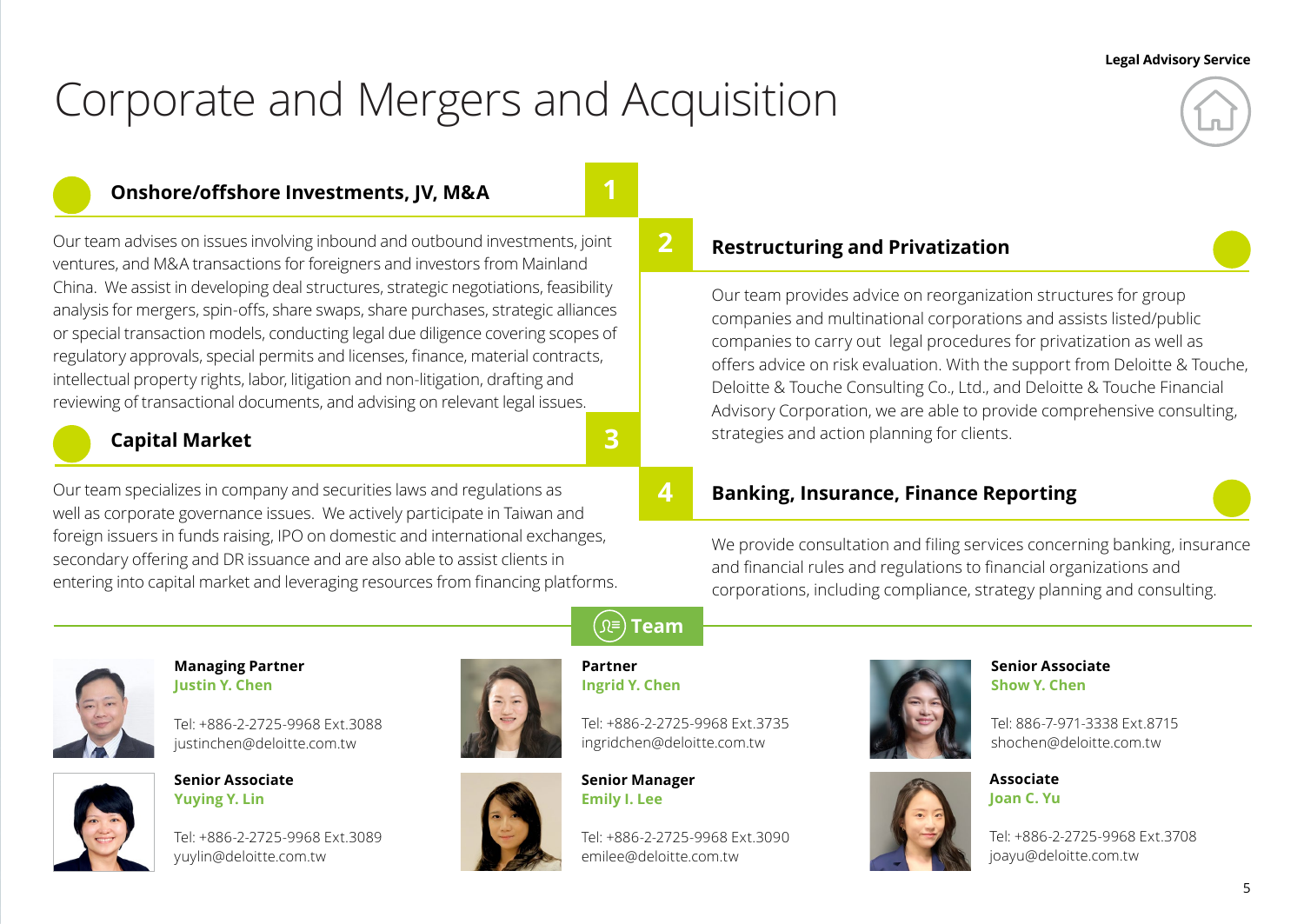# Corporate and Mergers and Acquisition

## 1 Onshore/offshore Investments, JV, M&A

Our team advises on issues involving inbound and outbound investments, joint ventures, and M&A transactions for foreigners and investors from Mainland China. We assist in developing deal structures, strategic negotiations, feasibility analysis for mergers, spin-offs, share swaps, share purchases, strategic alliances or special transaction models, conducting legal due diligence covering scopes of regulatory approvals, special permits and licenses, finance, material contracts, intellectual property rights, labor, litigation and non-litigation, drafting and reviewing of transactional documents, and advising on relevant legal issues.

## 2 Restructuring and Privatization

Our team provides advice on reorganization structures for group companies and multinational corporations and assists listed/public companies to carry out legal procedures for privatization as well as offers advice on risk evaluation. With the support from Deloitte & Touche, Deloitte & Touche Consulting Co., Ltd., and Deloitte & Touche Financial Advisory Corporation, we are able to provide comprehensive consulting, strategies and action planning for clients.

## 3 Capital Market

Our team specializes in company and securities laws and regulations as well as corporate governance issues. We actively participate in Taiwan and foreign issuers in funds raising, IPO on domestic and international exchanges, secondary offering and DR issuance and are also able to assist clients in entering into capital market and leveraging resources from financing platforms.

## 4 Banking, Insurance, Finance Reporting

We provide consultation and filing services concerning banking, insurance and financial rules and regulations to financial organizations and corporations, including compliance, strategy planning and consulting.

## Team

**Managing Partner**
**Justin Y. Chen**

Tel: +886-2-2725-9968 Ext.3088
justinchen@deloitte.com.tw

**Senior Associate**
**Yuying Y. Lin**

Tel: +886-2-2725-9968 Ext.3089
yuylin@deloitte.com.tw

**Partner**
**Ingrid Y. Chen**

Tel: +886-2-2725-9968 Ext.3735
ingridchen@deloitte.com.tw

**Senior Manager**
**Emily I. Lee**

Tel: +886-2-2725-9968 Ext.3090
emilee@deloitte.com.tw

**Senior Associate**
**Show Y. Chen**

Tel: 886-7-971-3338 Ext.8715
shochen@deloitte.com.tw

**Associate**
**Joan C. Yu**

Tel: +886-2-2725-9968 Ext.3708
joayu@deloitte.com.tw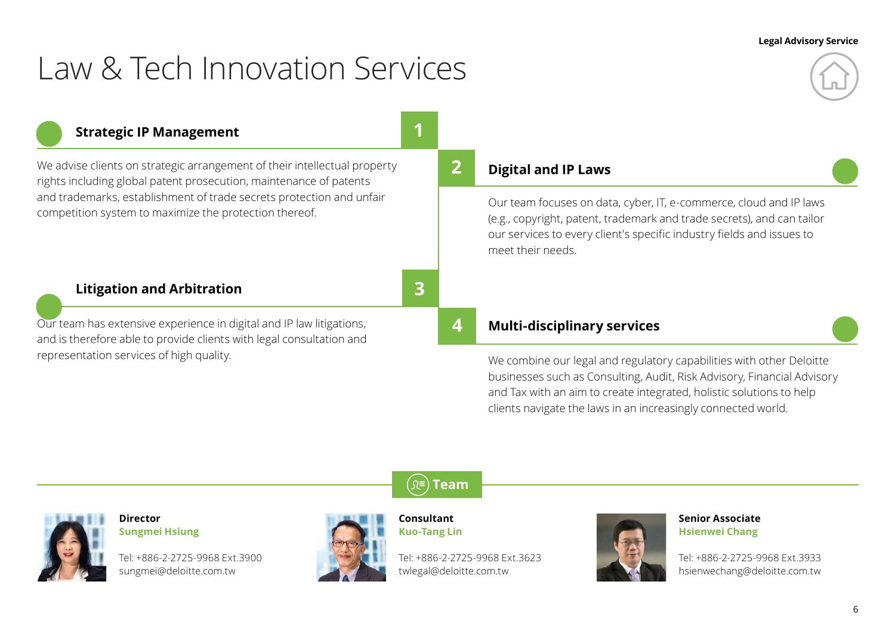# Law & Tech Innovation Services

## 1 Strategic IP Management

We advise clients on strategic arrangement of their intellectual property rights including global patent prosecution, maintenance of patents and trademarks, establishment of trade secrets protection and unfair competition system to maximize the protection thereof.

## 2 Digital and IP Laws

Our team focuses on data, cyber, IT, e-commerce, cloud and IP laws (e.g., copyright, patent, trademark and trade secrets), and can tailor our services to every client's specific industry fields and issues to meet their needs.

## 3 Litigation and Arbitration

Our team has extensive experience in digital and IP law litigations, and is therefore able to provide clients with legal consultation and representation services of high quality.

## 4 Multi-disciplinary services

We combine our legal and regulatory capabilities with other Deloitte businesses such as Consulting, Audit, Risk Advisory, Financial Advisory and Tax with an aim to create integrated, holistic solutions to help clients navigate the laws in an increasingly connected world.

## Team

**Director**
**Sungmei Hsiung**

Tel: +886-2-2725-9968 Ext.3900
sungmei@deloitte.com.tw

**Consultant**
**Kuo-Tang Lin**

Tel: +886-2-2725-9968 Ext.3623
twlegal@deloitte.com.tw

**Senior Associate**
**Hsienwei Chang**

Tel: +886-2-2725-9968 Ext.3933
hsienwechang@deloitte.com.tw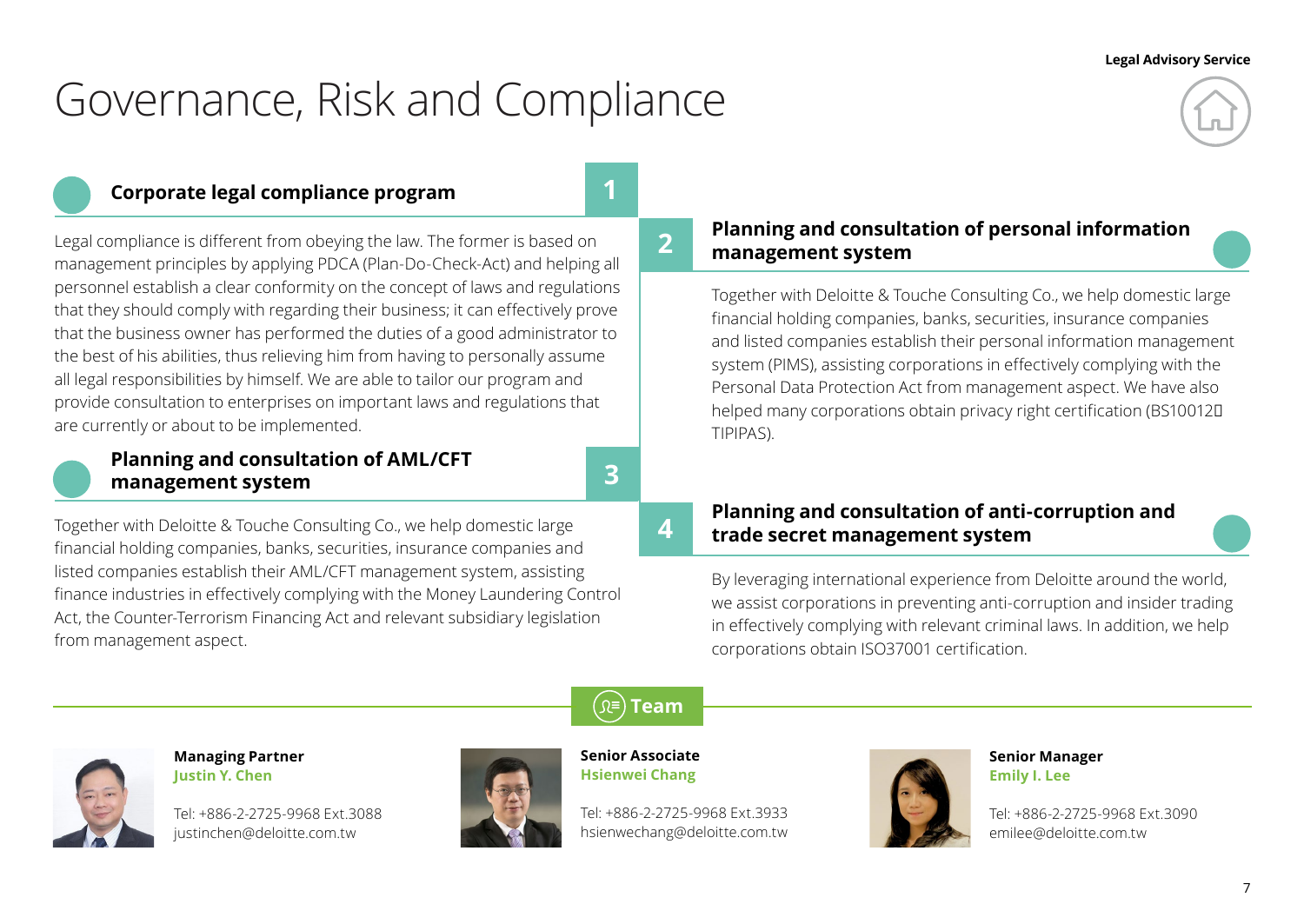# Governance, Risk and Compliance

## 1 Corporate legal compliance program

Legal compliance is different from obeying the law. The former is based on management principles by applying PDCA (Plan-Do-Check-Act) and helping all personnel establish a clear conformity on the concept of laws and regulations that they should comply with regarding their business; it can effectively prove that the business owner has performed the duties of a good administrator to the best of his abilities, thus relieving him from having to personally assume all legal responsibilities by himself. We are able to tailor our program and provide consultation to enterprises on important laws and regulations that are currently or about to be implemented.

## 2 Planning and consultation of personal information management system

Together with Deloitte & Touche Consulting Co., we help domestic large financial holding companies, banks, securities, insurance companies and listed companies establish their personal information management system (PIMS), assisting corporations in effectively complying with the Personal Data Protection Act from management aspect. We have also helped many corporations obtain privacy right certification (BS10012 TIPIPAS).

## 3 Planning and consultation of AML/CFT management system

Together with Deloitte & Touche Consulting Co., we help domestic large financial holding companies, banks, securities, insurance companies and listed companies establish their AML/CFT management system, assisting finance industries in effectively complying with the Money Laundering Control Act, the Counter-Terrorism Financing Act and relevant subsidiary legislation from management aspect.

## 4 Planning and consultation of anti-corruption and trade secret management system

By leveraging international experience from Deloitte around the world, we assist corporations in preventing anti-corruption and insider trading in effectively complying with relevant criminal laws. In addition, we help corporations obtain ISO37001 certification.

## Team

**Managing Partner**
**Justin Y. Chen**
Tel: +886-2-2725-9968 Ext.3088
justinchen@deloitte.com.tw

**Senior Associate**
**Hsienwei Chang**
Tel: +886-2-2725-9968 Ext.3933
hsienwechang@deloitte.com.tw

**Senior Manager**
**Emily I. Lee**
Tel: +886-2-2725-9968 Ext.3090
emilee@deloitte.com.tw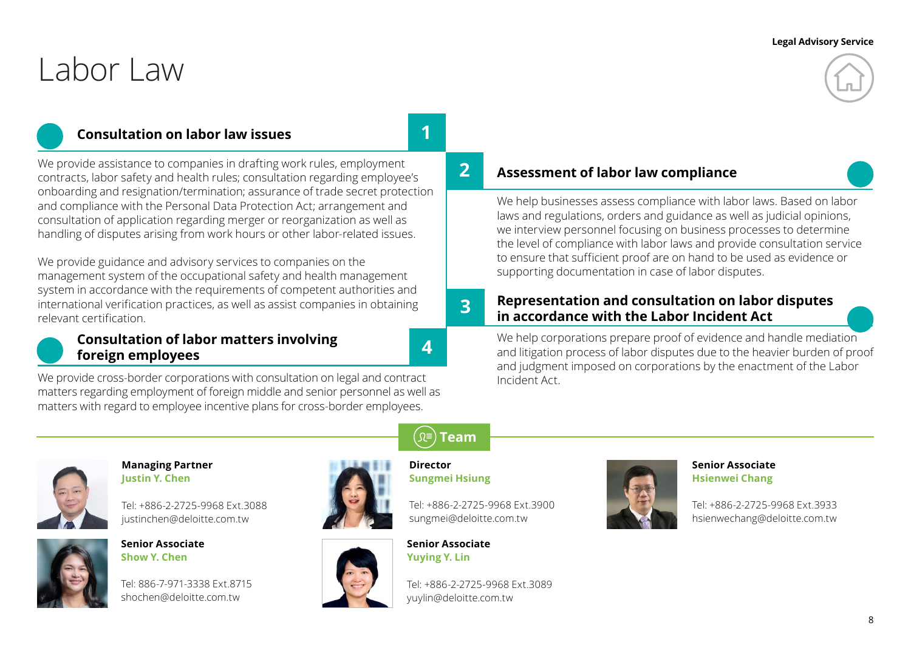Legal Advisory Service

# Labor Law

## 1 Consultation on labor law issues

We provide assistance to companies in drafting work rules, employment contracts, labor safety and health rules; consultation regarding employee's onboarding and resignation/termination; assurance of trade secret protection and compliance with the Personal Data Protection Act; arrangement and consultation of application regarding merger or reorganization as well as handling of disputes arising from work hours or other labor-related issues.

We provide guidance and advisory services to companies on the management system of the occupational safety and health management system in accordance with the requirements of competent authorities and international verification practices, as well as assist companies in obtaining relevant certification.

## 2 Assessment of labor law compliance

We help businesses assess compliance with labor laws. Based on labor laws and regulations, orders and guidance as well as judicial opinions, we interview personnel focusing on business processes to determine the level of compliance with labor laws and provide consultation service to ensure that sufficient proof are on hand to be used as evidence or supporting documentation in case of labor disputes.

## 3 Representation and consultation on labor disputes in accordance with the Labor Incident Act

We help corporations prepare proof of evidence and handle mediation and litigation process of labor disputes due to the heavier burden of proof and judgment imposed on corporations by the enactment of the Labor Incident Act.

## 4 Consultation of labor matters involving foreign employees

We provide cross-border corporations with consultation on legal and contract matters regarding employment of foreign middle and senior personnel as well as matters with regard to employee incentive plans for cross-border employees.

## Team

**Managing Partner**
**Justin Y. Chen**

Tel: +886-2-2725-9968 Ext.3088
justinchen@deloitte.com.tw

**Director**
**Sungmei Hsiung**

Tel: +886-2-2725-9968 Ext.3900
sungmei@deloitte.com.tw

**Senior Associate**
**Hsienwei Chang**

Tel: +886-2-2725-9968 Ext.3933
hsienwechang@deloitte.com.tw

**Senior Associate**
**Show Y. Chen**

Tel: 886-7-971-3338 Ext.8715
shochen@deloitte.com.tw

**Senior Associate**
**Yuying Y. Lin**

Tel: +886-2-2725-9968 Ext.3089
yuylin@deloitte.com.tw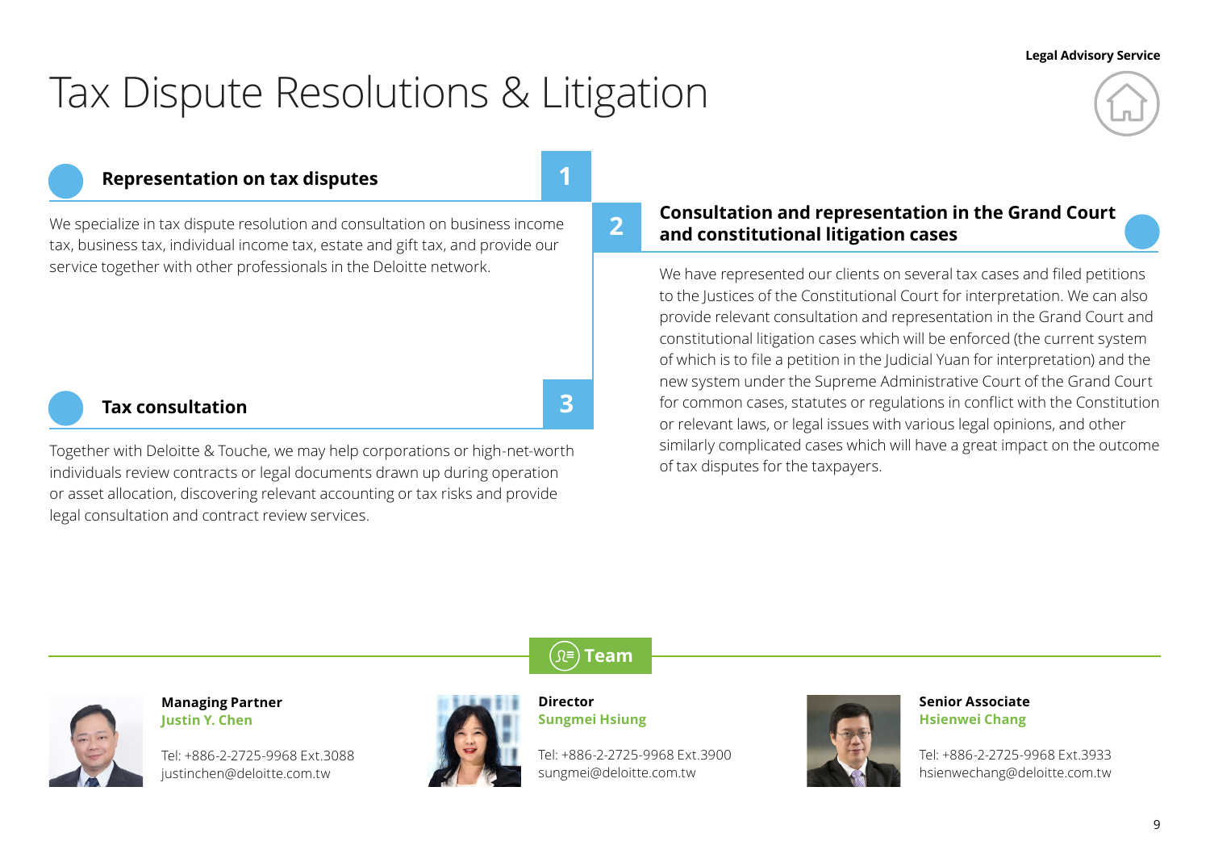# Tax Dispute Resolutions & Litigation

## 1 Representation on tax disputes

We specialize in tax dispute resolution and consultation on business income tax, business tax, individual income tax, estate and gift tax, and provide our service together with other professionals in the Deloitte network.

## 2 Consultation and representation in the Grand Court and constitutional litigation cases

We have represented our clients on several tax cases and filed petitions to the Justices of the Constitutional Court for interpretation. We can also provide relevant consultation and representation in the Grand Court and constitutional litigation cases which will be enforced (the current system of which is to file a petition in the Judicial Yuan for interpretation) and the new system under the Supreme Administrative Court of the Grand Court for common cases, statutes or regulations in conflict with the Constitution or relevant laws, or legal issues with various legal opinions, and other similarly complicated cases which will have a great impact on the outcome of tax disputes for the taxpayers.

## 3 Tax consultation

Together with Deloitte & Touche, we may help corporations or high-net-worth individuals review contracts or legal documents drawn up during operation or asset allocation, discovering relevant accounting or tax risks and provide legal consultation and contract review services.

## Team

**Managing Partner**
**Justin Y. Chen**

Tel: +886-2-2725-9968 Ext.3088
justinchen@deloitte.com.tw

**Director**
**Sungmei Hsiung**

Tel: +886-2-2725-9968 Ext.3900
sungmei@deloitte.com.tw

**Senior Associate**
**Hsienwei Chang**

Tel: +886-2-2725-9968 Ext.3933
hsienwechang@deloitte.com.tw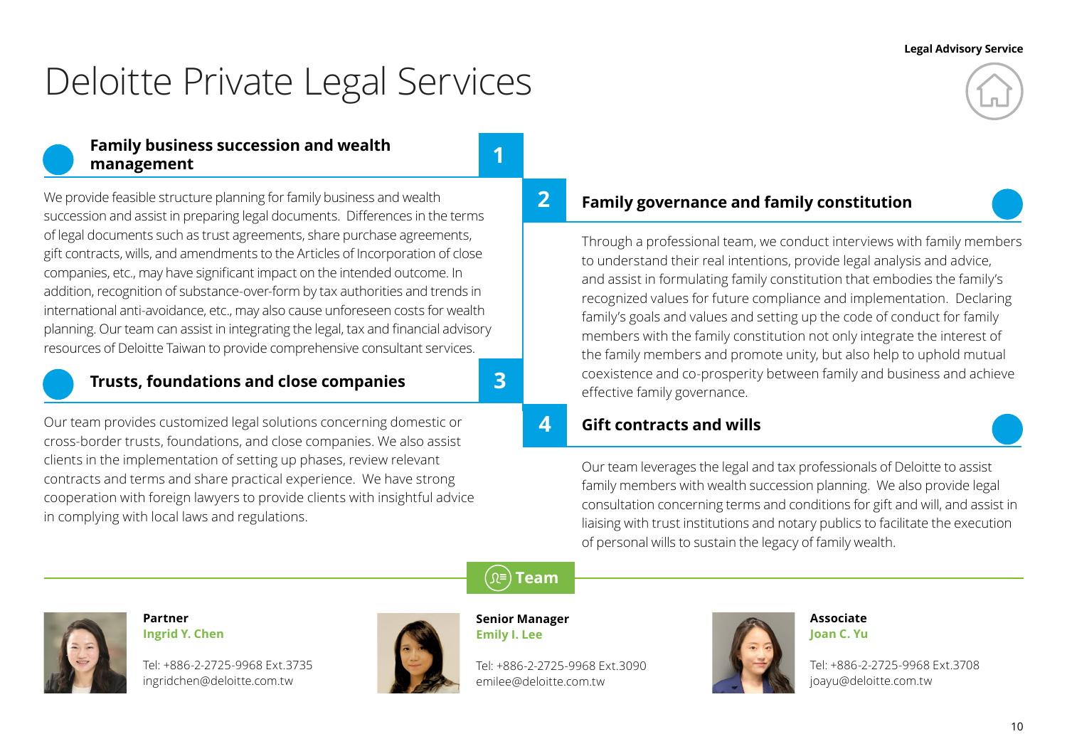# Deloitte Private Legal Services

## 1 Family business succession and wealth management

We provide feasible structure planning for family business and wealth succession and assist in preparing legal documents. Differences in the terms of legal documents such as trust agreements, share purchase agreements, gift contracts, wills, and amendments to the Articles of Incorporation of close companies, etc., may have significant impact on the intended outcome. In addition, recognition of substance-over-form by tax authorities and trends in international anti-avoidance, etc., may also cause unforeseen costs for wealth planning. Our team can assist in integrating the legal, tax and financial advisory resources of Deloitte Taiwan to provide comprehensive consultant services.

## 2 Family governance and family constitution

Through a professional team, we conduct interviews with family members to understand their real intentions, provide legal analysis and advice, and assist in formulating family constitution that embodies the family's recognized values for future compliance and implementation. Declaring family's goals and values and setting up the code of conduct for family members with the family constitution not only integrate the interest of the family members and promote unity, but also help to uphold mutual coexistence and co-prosperity between family and business and achieve effective family governance.

## 3 Trusts, foundations and close companies

Our team provides customized legal solutions concerning domestic or cross-border trusts, foundations, and close companies. We also assist clients in the implementation of setting up phases, review relevant contracts and terms and share practical experience. We have strong cooperation with foreign lawyers to provide clients with insightful advice in complying with local laws and regulations.

## 4 Gift contracts and wills

Our team leverages the legal and tax professionals of Deloitte to assist family members with wealth succession planning. We also provide legal consultation concerning terms and conditions for gift and will, and assist in liaising with trust institutions and notary publics to facilitate the execution of personal wills to sustain the legacy of family wealth.

## Team

**Partner**
**Ingrid Y. Chen**

Tel: +886-2-2725-9968 Ext.3735
ingridchen@deloitte.com.tw

**Senior Manager**
**Emily I. Lee**

Tel: +886-2-2725-9968 Ext.3090
emilee@deloitte.com.tw

**Associate**
**Joan C. Yu**

Tel: +886-2-2725-9968 Ext.3708
joayu@deloitte.com.tw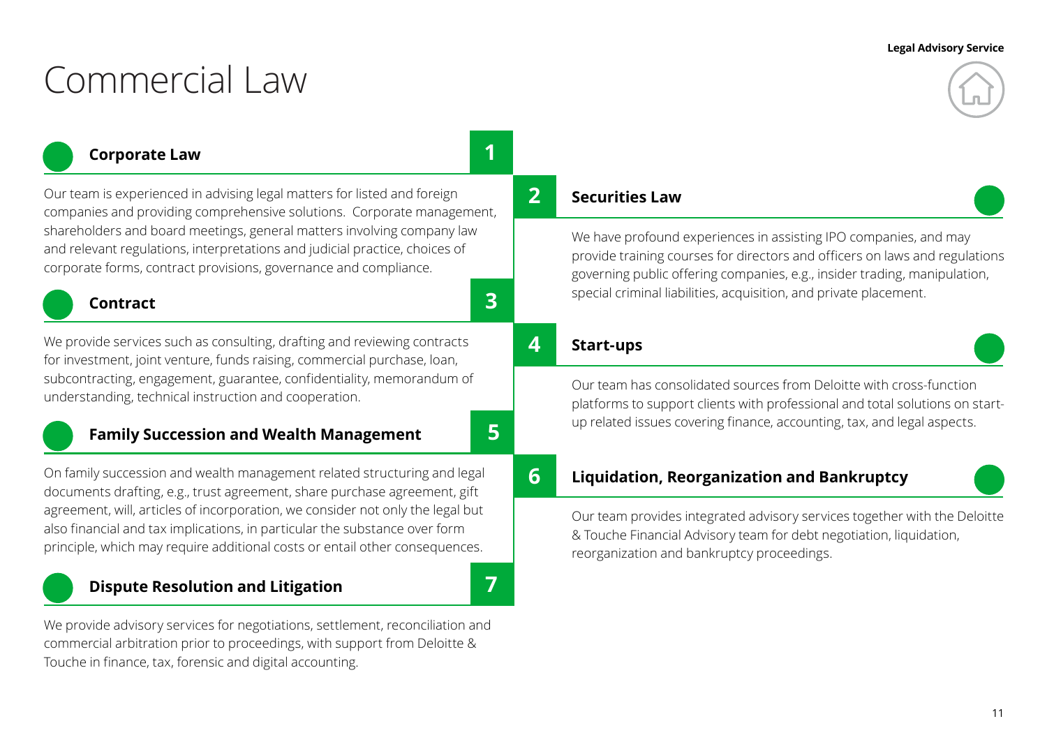# Commercial Law

## 1 Corporate Law

Our team is experienced in advising legal matters for listed and foreign companies and providing comprehensive solutions. Corporate management, shareholders and board meetings, general matters involving company law and relevant regulations, interpretations and judicial practice, choices of corporate forms, contract provisions, governance and compliance.

## 2 Securities Law

We have profound experiences in assisting IPO companies, and may provide training courses for directors and officers on laws and regulations governing public offering companies, e.g., insider trading, manipulation, special criminal liabilities, acquisition, and private placement.

## 3 Contract

We provide services such as consulting, drafting and reviewing contracts for investment, joint venture, funds raising, commercial purchase, loan, subcontracting, engagement, guarantee, confidentiality, memorandum of understanding, technical instruction and cooperation.

## 4 Start-ups

Our team has consolidated sources from Deloitte with cross-function platforms to support clients with professional and total solutions on start-up related issues covering finance, accounting, tax, and legal aspects.

## 5 Family Succession and Wealth Management

On family succession and wealth management related structuring and legal documents drafting, e.g., trust agreement, share purchase agreement, gift agreement, will, articles of incorporation, we consider not only the legal but also financial and tax implications, in particular the substance over form principle, which may require additional costs or entail other consequences.

## 6 Liquidation, Reorganization and Bankruptcy

Our team provides integrated advisory services together with the Deloitte & Touche Financial Advisory team for debt negotiation, liquidation, reorganization and bankruptcy proceedings.

## 7 Dispute Resolution and Litigation

We provide advisory services for negotiations, settlement, reconciliation and commercial arbitration prior to proceedings, with support from Deloitte & Touche in finance, tax, forensic and digital accounting.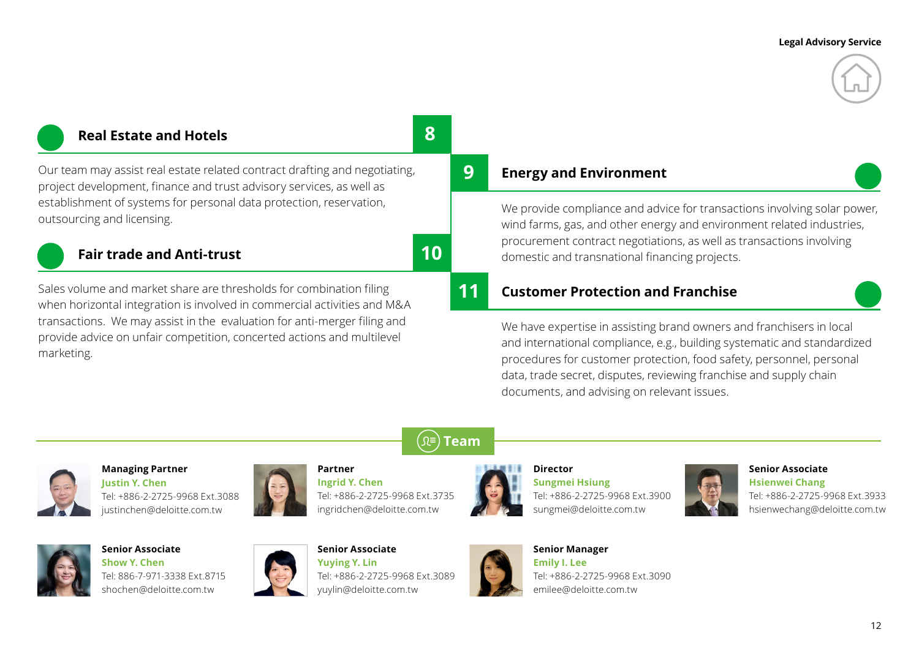## 8 Real Estate and Hotels

Our team may assist real estate related contract drafting and negotiating, project development, finance and trust advisory services, as well as establishment of systems for personal data protection, reservation, outsourcing and licensing.

## 9 Energy and Environment

We provide compliance and advice for transactions involving solar power, wind farms, gas, and other energy and environment related industries, procurement contract negotiations, as well as transactions involving domestic and transnational financing projects.

## 10 Fair trade and Anti-trust

Sales volume and market share are thresholds for combination filing when horizontal integration is involved in commercial activities and M&A transactions. We may assist in the evaluation for anti-merger filing and provide advice on unfair competition, concerted actions and multilevel marketing.

## 11 Customer Protection and Franchise

We have expertise in assisting brand owners and franchisers in local and international compliance, e.g., building systematic and standardized procedures for customer protection, food safety, personnel, personal data, trade secret, disputes, reviewing franchise and supply chain documents, and advising on relevant issues.

## Team

**Managing Partner**
**Justin Y. Chen**
Tel: +886-2-2725-9968 Ext.3088
justinchen@deloitte.com.tw

**Partner**
**Ingrid Y. Chen**
Tel: +886-2-2725-9968 Ext.3735
ingridchen@deloitte.com.tw

**Director**
**Sungmei Hsiung**
Tel: +886-2-2725-9968 Ext.3900
sungmei@deloitte.com.tw

**Senior Associate**
**Hsienwei Chang**
Tel: +886-2-2725-9968 Ext.3933
hsienwechang@deloitte.com.tw

**Senior Associate**
**Show Y. Chen**
Tel: 886-7-971-3338 Ext.8715
shochen@deloitte.com.tw

**Senior Associate**
**Yuying Y. Lin**
Tel: +886-2-2725-9968 Ext.3089
yuylin@deloitte.com.tw

**Senior Manager**
**Emily I. Lee**
Tel: +886-2-2725-9968 Ext.3090
emilee@deloitte.com.tw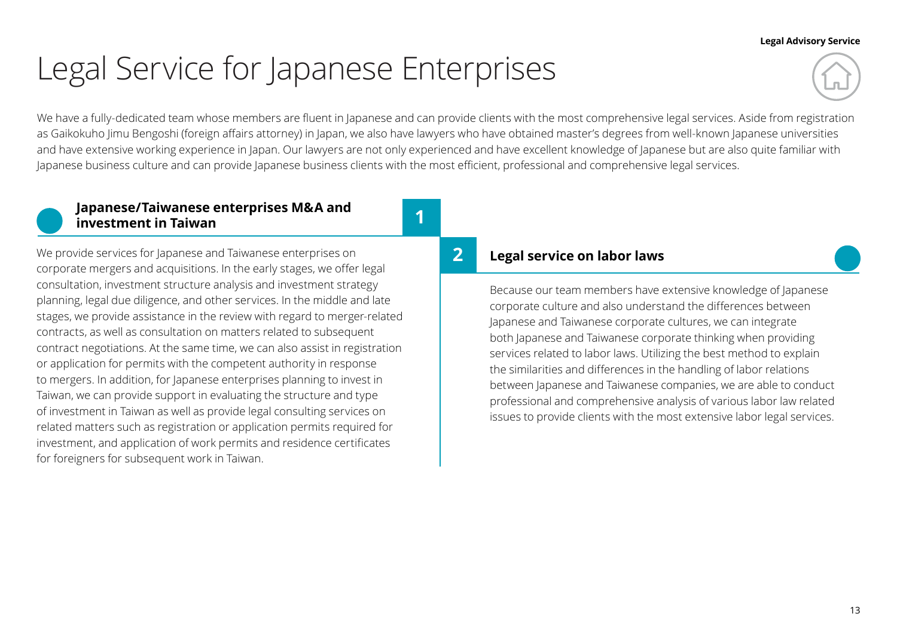# Legal Service for Japanese Enterprises

We have a fully-dedicated team whose members are fluent in Japanese and can provide clients with the most comprehensive legal services. Aside from registration as Gaikokuho Jimu Bengoshi (foreign affairs attorney) in Japan, we also have lawyers who have obtained master's degrees from well-known Japanese universities and have extensive working experience in Japan. Our lawyers are not only experienced and have excellent knowledge of Japanese but are also quite familiar with Japanese business culture and can provide Japanese business clients with the most efficient, professional and comprehensive legal services.

## 1 Japanese/Taiwanese enterprises M&A and investment in Taiwan

We provide services for Japanese and Taiwanese enterprises on corporate mergers and acquisitions. In the early stages, we offer legal consultation, investment structure analysis and investment strategy planning, legal due diligence, and other services. In the middle and late stages, we provide assistance in the review with regard to merger-related contracts, as well as consultation on matters related to subsequent contract negotiations. At the same time, we can also assist in registration or application for permits with the competent authority in response to mergers. In addition, for Japanese enterprises planning to invest in Taiwan, we can provide support in evaluating the structure and type of investment in Taiwan as well as provide legal consulting services on related matters such as registration or application permits required for investment, and application of work permits and residence certificates for foreigners for subsequent work in Taiwan.

## 2 Legal service on labor laws

Because our team members have extensive knowledge of Japanese corporate culture and also understand the differences between Japanese and Taiwanese corporate cultures, we can integrate both Japanese and Taiwanese corporate thinking when providing services related to labor laws. Utilizing the best method to explain the similarities and differences in the handling of labor relations between Japanese and Taiwanese companies, we are able to conduct professional and comprehensive analysis of various labor law related issues to provide clients with the most extensive labor legal services.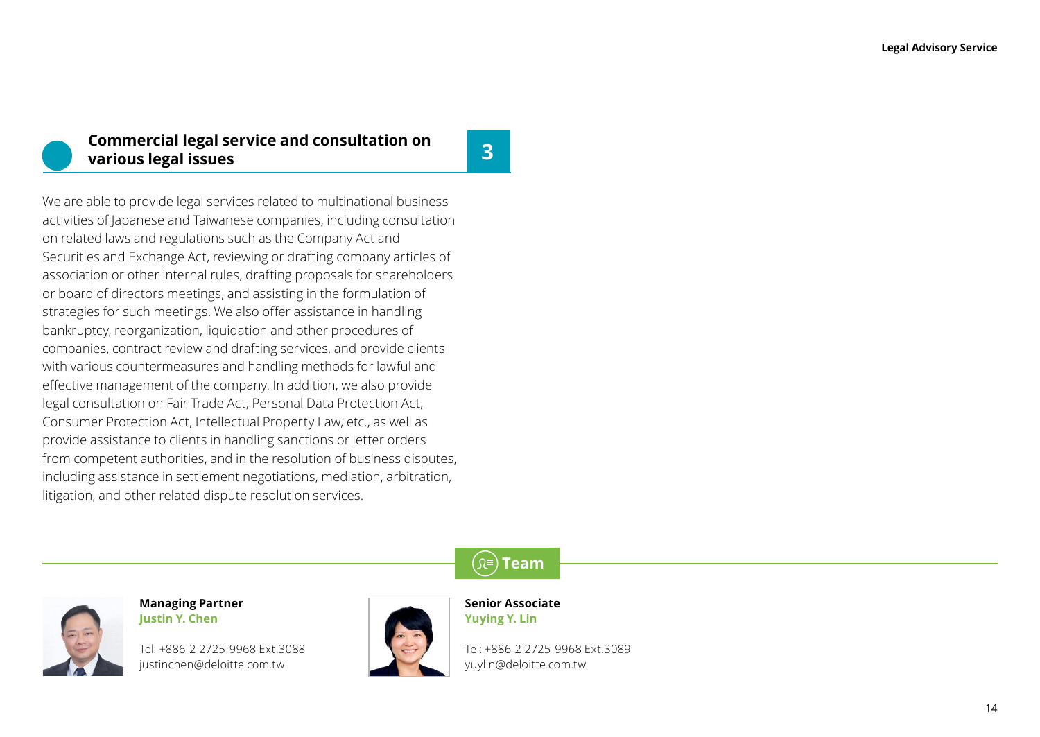## 3 Commercial legal service and consultation on various legal issues

We are able to provide legal services related to multinational business activities of Japanese and Taiwanese companies, including consultation on related laws and regulations such as the Company Act and Securities and Exchange Act, reviewing or drafting company articles of association or other internal rules, drafting proposals for shareholders or board of directors meetings, and assisting in the formulation of strategies for such meetings. We also offer assistance in handling bankruptcy, reorganization, liquidation and other procedures of companies, contract review and drafting services, and provide clients with various countermeasures and handling methods for lawful and effective management of the company. In addition, we also provide legal consultation on Fair Trade Act, Personal Data Protection Act, Consumer Protection Act, Intellectual Property Law, etc., as well as provide assistance to clients in handling sanctions or letter orders from competent authorities, and in the resolution of business disputes, including assistance in settlement negotiations, mediation, arbitration, litigation, and other related dispute resolution services.

### Team

**Managing Partner**
**Justin Y. Chen**

Tel: +886-2-2725-9968 Ext.3088
justinchen@deloitte.com.tw

**Senior Associate**
**Yuying Y. Lin**

Tel: +886-2-2725-9968 Ext.3089
yuylin@deloitte.com.tw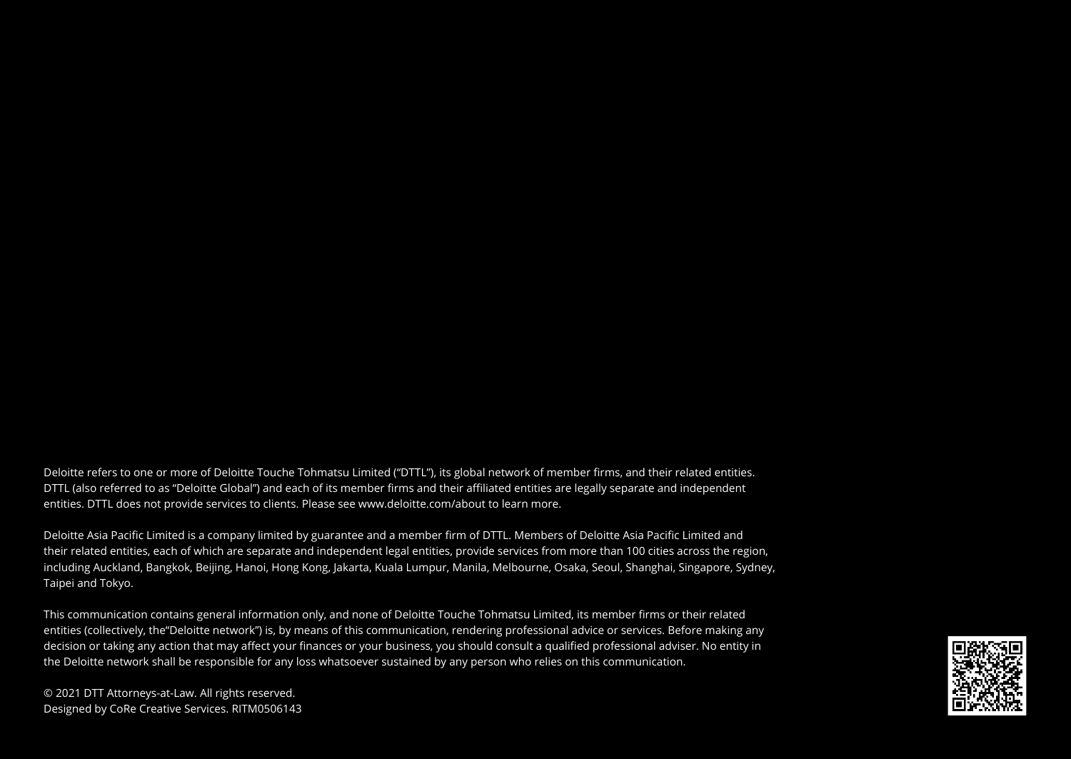Deloitte refers to one or more of Deloitte Touche Tohmatsu Limited ("DTTL"), its global network of member firms, and their related entities. DTTL (also referred to as "Deloitte Global") and each of its member firms and their affiliated entities are legally separate and independent entities. DTTL does not provide services to clients. Please see www.deloitte.com/about to learn more.

Deloitte Asia Pacific Limited is a company limited by guarantee and a member firm of DTTL. Members of Deloitte Asia Pacific Limited and their related entities, each of which are separate and independent legal entities, provide services from more than 100 cities across the region, including Auckland, Bangkok, Beijing, Hanoi, Hong Kong, Jakarta, Kuala Lumpur, Manila, Melbourne, Osaka, Seoul, Shanghai, Singapore, Sydney, Taipei and Tokyo.

This communication contains general information only, and none of Deloitte Touche Tohmatsu Limited, its member firms or their related entities (collectively, the"Deloitte network") is, by means of this communication, rendering professional advice or services. Before making any decision or taking any action that may affect your finances or your business, you should consult a qualified professional adviser. No entity in the Deloitte network shall be responsible for any loss whatsoever sustained by any person who relies on this communication.

© 2021 DTT Attorneys-at-Law. All rights reserved.
Designed by CoRe Creative Services. RITM0506143